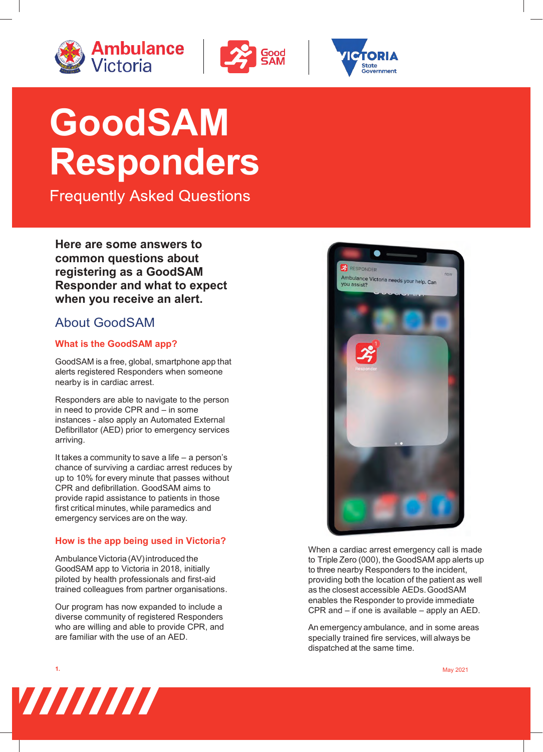# GoodSAM Responders

Frequently Asked Questions

**Here are some answers to common questions about registering as a GoodSAM Responder and what to expect when you receive an alert.**

## About GoodSAM

### What is the GoodSAM app?

GoodSAM is a free, global, smartphone app that alerts registered Responders when someone nearby is in cardiac arrest.

Responders are able to navigate to the person in need to provide CPR and – in some instances - also apply an Automated External Defibrillator (AED) prior to emergency services arriving.

It takes a community to save a life – a person's chance of surviving a cardiac arrest reduces by up to 10% for every minute that passes without CPR and defibrillation. GoodSAM aims to provide rapid assistance to patients in those first critical minutes, while paramedics and emergency services are on the way.

### How is the app being used in Victoria?

Ambulance Victoria (AV) introduced the GoodSAM app to Victoria in 2018, initially piloted by health professionals and first-aid trained colleagues from partner organisations.

Our program has now expanded to include a diverse community of registered Responders who are willing and able to provide CPR, and are familiar with the use of an AED.

When a cardiac arrest emergency call is made to Triple Zero (000), the GoodSAM app alerts up to three nearby Responders to the incident, providing both the location of the patient as well as the closest accessible AEDs. GoodSAM enables the Responder to provide immediate CPR and – if one is available – apply an AED.

An emergency ambulance, and in some areas specially trained fire services, will always be dispatched at the same time.

May 2021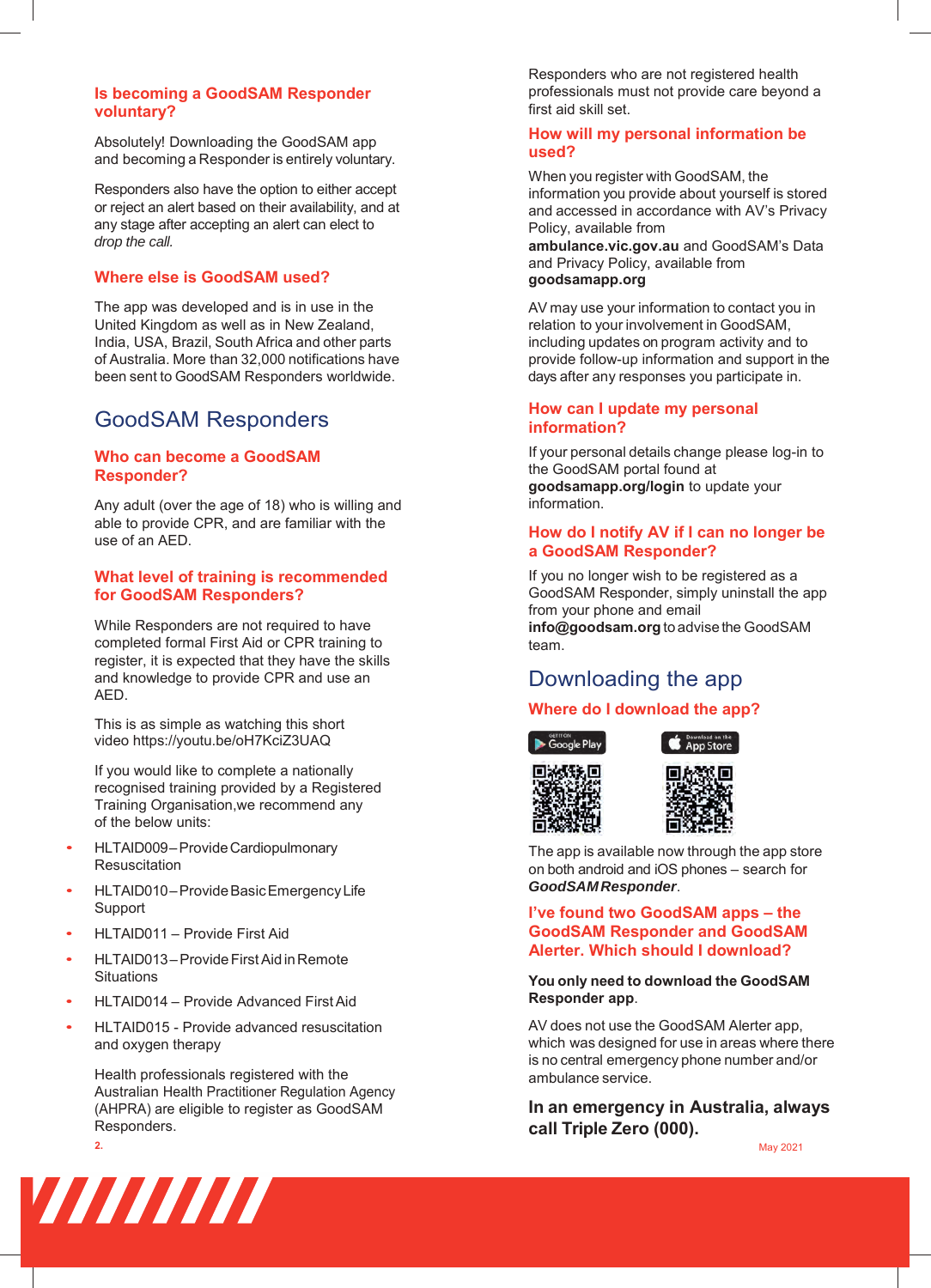### Is becoming a GoodSAM Responder voluntary?

Absolutely! Downloading the GoodSAM app and becoming a Responder is entirely voluntary.

Responders also have the option to either accept or reject an alert based on their availability, and at any stage after accepting an alert can elect to *drop the call.*

### Where else is GoodSAM used?

The app was developed and is in use in the United Kingdom as well as in New Zealand, India, USA, Brazil, South Africa and other parts of Australia. More than 32,000 notifications have been sent to GoodSAM Responders worldwide.

## GoodSAM Responders

### Who can become a GoodSAM Responder?

Any adult (over the age of 18) who is willing and able to provide CPR, and are familiar with the use of an AED.

### What level of training is recommended for GoodSAM Responders?

While Responders are not required to have completed formal First Aid or CPR training to register, it is expected that they have the skills and knowledge to provide CPR and use an AED.

This is as simple as watching this short video https://youtu.be/oH7KciZ3UAQ

If you would like to complete a nationally recognised training provided by a Registered Training Organisation,we recommend any of the below units:

- HLTAID009 – Provide Cardiopulmonary Resuscitation
- HLTAID010 – Provide Basic Emergency Life Support
- HLTAID011 – Provide First Aid
- HLTAID013 – Provide First Aid in Remote Situations
- HLTAID014 – Provide Advanced First Aid
- HLTAID015 - Provide advanced resuscitation and oxygen therapy

Health professionals registered with the Australian Health Practitioner Regulation Agency (AHPRA) are eligible to register as GoodSAM Responders.

Responders who are not registered health professionals must not provide care beyond a first aid skill set.

### How will my personal information be used?

When you register with GoodSAM, the information you provide about yourself is stored and accessed in accordance with AV's Privacy Policy, available from **ambulance.vic.gov.au** and GoodSAM's Data and Privacy Policy, available from **goodsamapp.org**

AV may use your information to contact you in relation to your involvement in GoodSAM, including updates on program activity and to provide follow-up information and support in the days after any responses you participate in.

### How can I update my personal information?

If your personal details change please log-in to the GoodSAM portal found at **goodsamapp.org/login** to update your information.

### How do I notify AV if I can no longer be a GoodSAM Responder?

If you no longer wish to be registered as a GoodSAM Responder, simply uninstall the app from your phone and email **info@goodsam.org** to advise the GoodSAM team.

## Downloading the app

### Where do I download the app?

GET IT ON Google Play — Download on the App Store

The app is available now through the app store on both android and iOS phones – search for ***GoodSAM Responder***.

### I've found two GoodSAM apps – the GoodSAM Responder and GoodSAM Alerter. Which should I download?

**You only need to download the GoodSAM Responder app**.

AV does not use the GoodSAM Alerter app, which was designed for use in areas where there is no central emergency phone number and/or ambulance service.

**In an emergency in Australia, always call Triple Zero (000).**

May 2021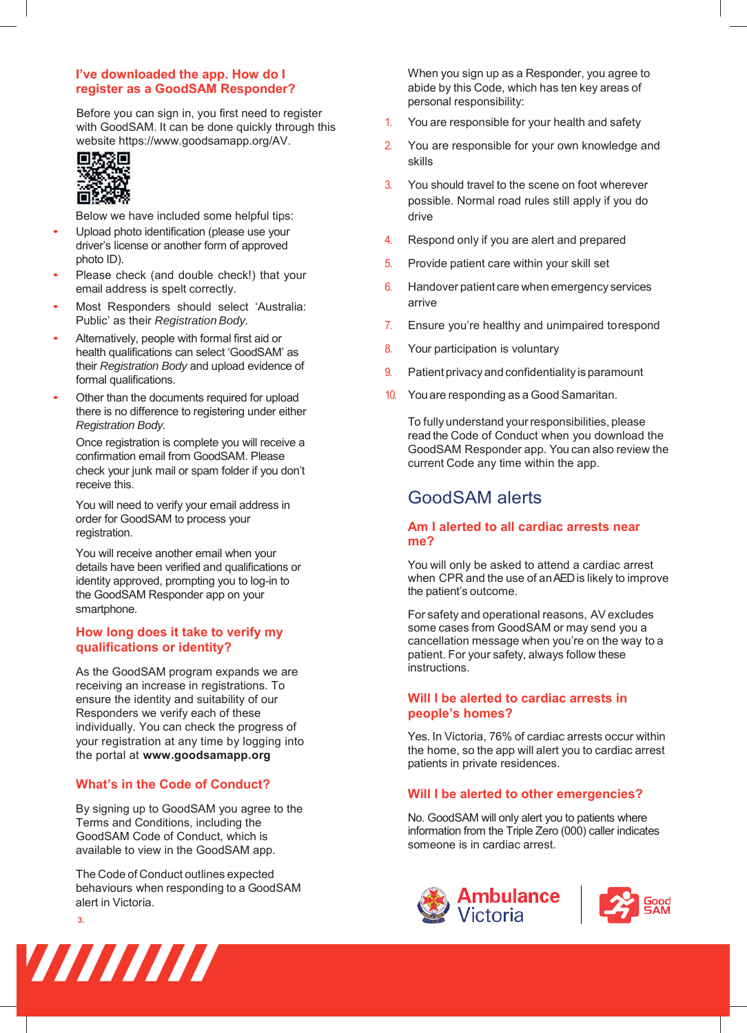### I've downloaded the app. How do I register as a GoodSAM Responder?

Before you can sign in, you first need to register with GoodSAM. It can be done quickly through this website https://www.goodsamapp.org/AV.

Below we have included some helpful tips:

- Upload photo identification (please use your driver's license or another form of approved photo ID).
- Please check (and double check!) that your email address is spelt correctly.
- Most Responders should select 'Australia: Public' as their *Registration Body*.
- Alternatively, people with formal first aid or health qualifications can select 'GoodSAM' as their *Registration Body* and upload evidence of formal qualifications.
- Other than the documents required for upload there is no difference to registering under either *Registration Body*.

Once registration is complete you will receive a confirmation email from GoodSAM. Please check your junk mail or spam folder if you don't receive this.

You will need to verify your email address in order for GoodSAM to process your registration.

You will receive another email when your details have been verified and qualifications or identity approved, prompting you to log-in to the GoodSAM Responder app on your smartphone.

### How long does it take to verify my qualifications or identity?

As the GoodSAM program expands we are receiving an increase in registrations. To ensure the identity and suitability of our Responders we verify each of these individually. You can check the progress of your registration at any time by logging into the portal at **www.goodsamapp.org**

### What's in the Code of Conduct?

By signing up to GoodSAM you agree to the Terms and Conditions, including the GoodSAM Code of Conduct, which is available to view in the GoodSAM app.

The Code of Conduct outlines expected behaviours when responding to a GoodSAM alert in Victoria.

When you sign up as a Responder, you agree to abide by this Code, which has ten key areas of personal responsibility:

1. You are responsible for your health and safety
2. You are responsible for your own knowledge and skills
3. You should travel to the scene on foot wherever possible. Normal road rules still apply if you do drive
4. Respond only if you are alert and prepared
5. Provide patient care within your skill set
6. Handover patient care when emergency services arrive
7. Ensure you're healthy and unimpaired to respond
8. Your participation is voluntary
9. Patient privacy and confidentiality is paramount
10. You are responding as a Good Samaritan.

To fully understand your responsibilities, please read the Code of Conduct when you download the GoodSAM Responder app. You can also review the current Code any time within the app.

## GoodSAM alerts

### Am I alerted to all cardiac arrests near me?

You will only be asked to attend a cardiac arrest when CPR and the use of an AED is likely to improve the patient's outcome.

For safety and operational reasons, AV excludes some cases from GoodSAM or may send you a cancellation message when you're on the way to a patient. For your safety, always follow these instructions.

### Will I be alerted to cardiac arrests in people's homes?

Yes. In Victoria, 76% of cardiac arrests occur within the home, so the app will alert you to cardiac arrest patients in private residences.

### Will I be alerted to other emergencies?

No. GoodSAM will only alert you to patients where information from the Triple Zero (000) caller indicates someone is in cardiac arrest.

Ambulance Victoria | GoodSAM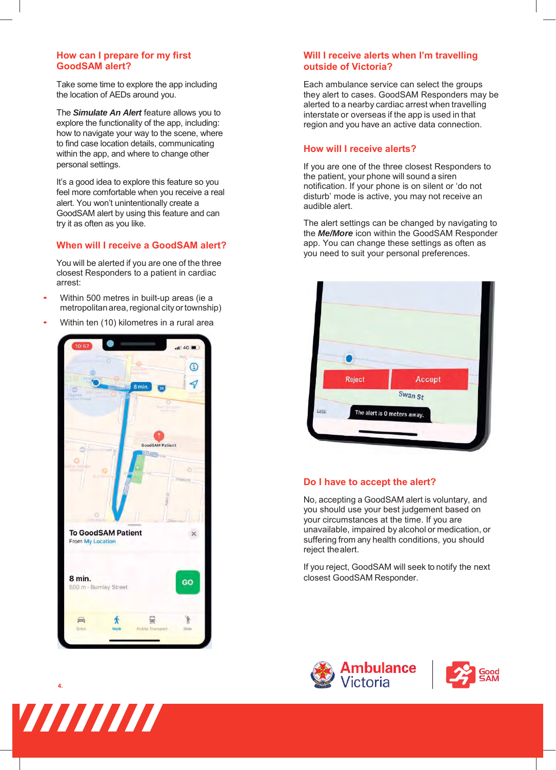## How can I prepare for my first GoodSAM alert?

Take some time to explore the app including the location of AEDs around you.

The ***Simulate An Alert*** feature allows you to explore the functionality of the app, including: how to navigate your way to the scene, where to find case location details, communicating within the app, and where to change other personal settings.

It's a good idea to explore this feature so you feel more comfortable when you receive a real alert. You won't unintentionally create a GoodSAM alert by using this feature and can try it as often as you like.

## When will I receive a GoodSAM alert?

You will be alerted if you are one of the three closest Responders to a patient in cardiac arrest:

- Within 500 metres in built-up areas (ie a metropolitan area, regional city or township)
- Within ten (10) kilometres in a rural area

## Will I receive alerts when I'm travelling outside of Victoria?

Each ambulance service can select the groups they alert to cases. GoodSAM Responders may be alerted to a nearby cardiac arrest when travelling interstate or overseas if the app is used in that region and you have an active data connection.

## How will I receive alerts?

If you are one of the three closest Responders to the patient, your phone will sound a siren notification. If your phone is on silent or 'do not disturb' mode is active, you may not receive an audible alert.

The alert settings can be changed by navigating to the ***Me/More*** icon within the GoodSAM Responder app. You can change these settings as often as you need to suit your personal preferences.

## Do I have to accept the alert?

No, accepting a GoodSAM alert is voluntary, and you should use your best judgement based on your circumstances at the time. If you are unavailable, impaired by alcohol or medication, or suffering from any health conditions, you should reject the alert.

If you reject, GoodSAM will seek to notify the next closest GoodSAM Responder.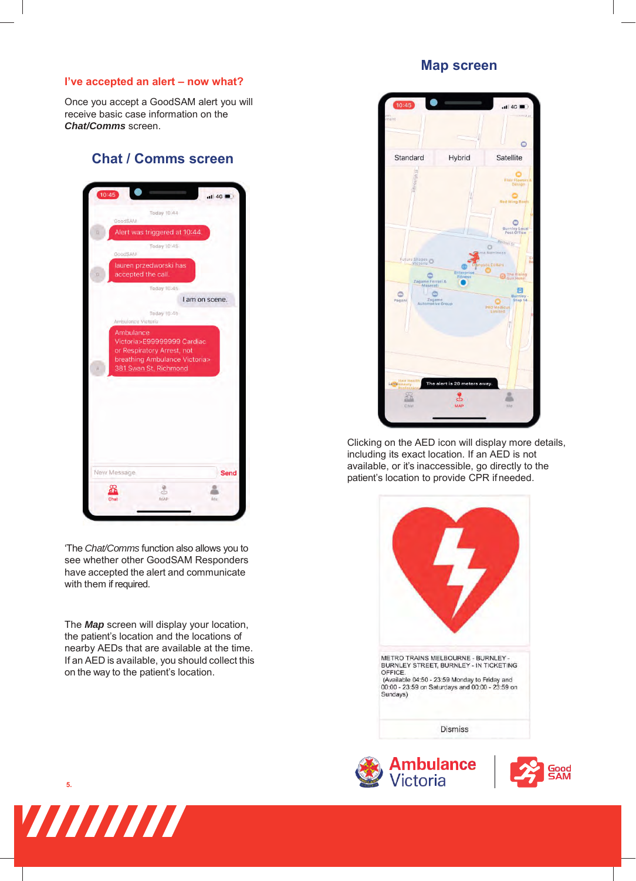## I've accepted an alert – now what?

Once you accept a GoodSAM alert you will receive basic case information on the ***Chat/Comms*** screen.

## Chat / Comms screen

'The *Chat/Comms* function also allows you to see whether other GoodSAM Responders have accepted the alert and communicate with them if required.

The ***Map*** screen will display your location, the patient's location and the locations of nearby AEDs that are available at the time. If an AED is available, you should collect this on the way to the patient's location.

## Map screen

Clicking on the AED icon will display more details, including its exact location. If an AED is not available, or it's inaccessible, go directly to the patient's location to provide CPR if needed.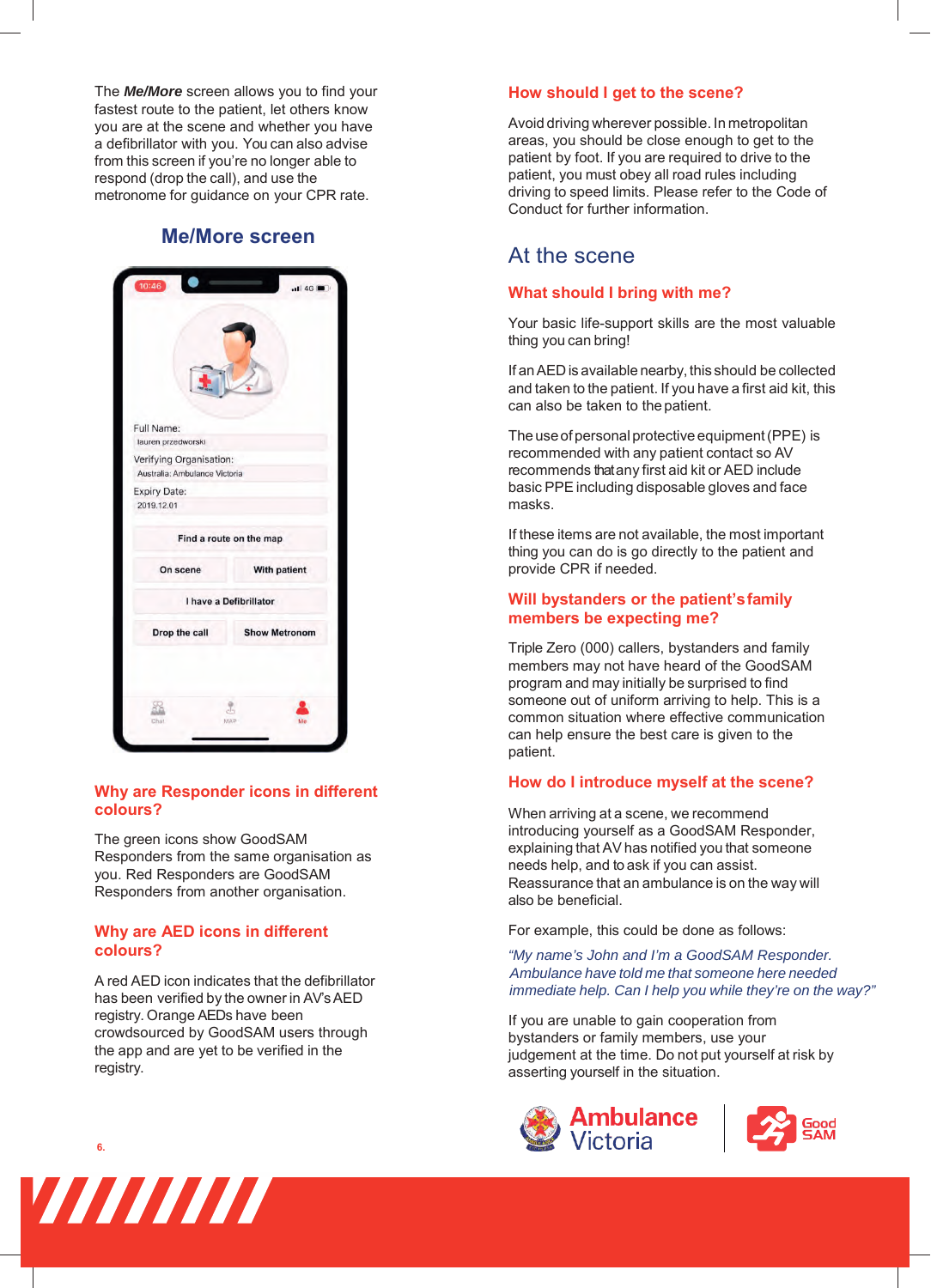The ***Me/More*** screen allows you to find your fastest route to the patient, let others know you are at the scene and whether you have a defibrillator with you. You can also advise from this screen if you're no longer able to respond (drop the call), and use the metronome for guidance on your CPR rate.

## Me/More screen

10:46

Full Name: lauren przedworski

Verifying Organisation: Australia: Ambulance Victoria

Expiry Date: 2019.12.01

Find a route on the map

On scene | With patient

I have a Defibrillator

Drop the call | Show Metronom

Chat | MAP | Me

### Why are Responder icons in different colours?

The green icons show GoodSAM Responders from the same organisation as you. Red Responders are GoodSAM Responders from another organisation.

### Why are AED icons in different colours?

A red AED icon indicates that the defibrillator has been verified by the owner in AV's AED registry. Orange AEDs have been crowdsourced by GoodSAM users through the app and are yet to be verified in the registry.

### How should I get to the scene?

Avoid driving wherever possible. In metropolitan areas, you should be close enough to get to the patient by foot. If you are required to drive to the patient, you must obey all road rules including driving to speed limits. Please refer to the Code of Conduct for further information.

## At the scene

### What should I bring with me?

Your basic life-support skills are the most valuable thing you can bring!

If an AED is available nearby, this should be collected and taken to the patient. If you have a first aid kit, this can also be taken to the patient.

The use of personal protective equipment (PPE) is recommended with any patient contact so AV recommends that any first aid kit or AED include basic PPE including disposable gloves and face masks.

If these items are not available, the most important thing you can do is go directly to the patient and provide CPR if needed.

### Will bystanders or the patient's family members be expecting me?

Triple Zero (000) callers, bystanders and family members may not have heard of the GoodSAM program and may initially be surprised to find someone out of uniform arriving to help. This is a common situation where effective communication can help ensure the best care is given to the patient.

### How do I introduce myself at the scene?

When arriving at a scene, we recommend introducing yourself as a GoodSAM Responder, explaining that AV has notified you that someone needs help, and to ask if you can assist. Reassurance that an ambulance is on the way will also be beneficial.

For example, this could be done as follows:

*"My name's John and I'm a GoodSAM Responder. Ambulance have told me that someone here needed immediate help. Can I help you while they're on the way?"*

If you are unable to gain cooperation from bystanders or family members, use your judgement at the time. Do not put yourself at risk by asserting yourself in the situation.

Ambulance Victoria | GoodSAM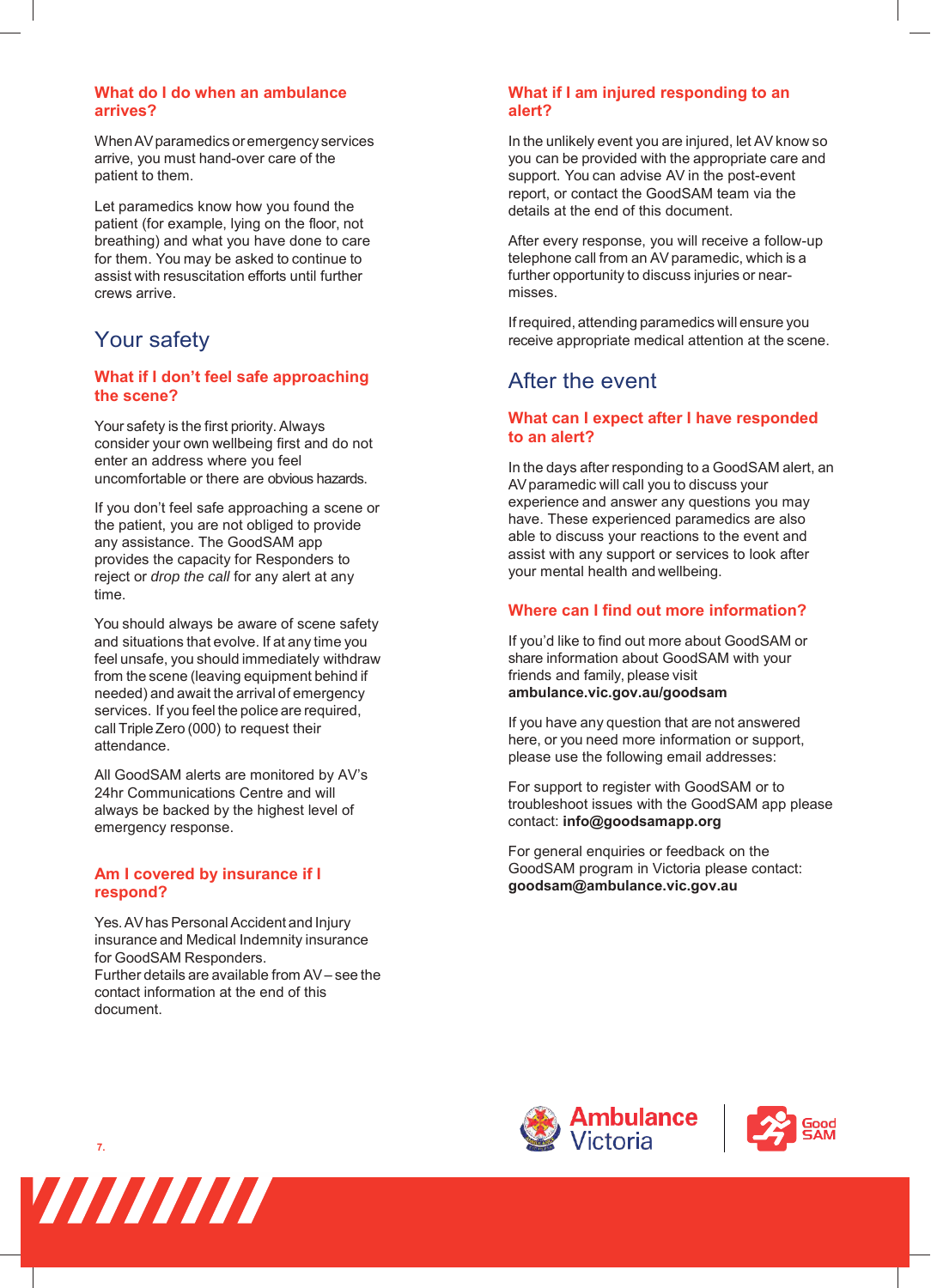### What do I do when an ambulance arrives?

When AV paramedics or emergency services arrive, you must hand-over care of the patient to them.

Let paramedics know how you found the patient (for example, lying on the floor, not breathing) and what you have done to care for them. You may be asked to continue to assist with resuscitation efforts until further crews arrive.

## Your safety

### What if I don't feel safe approaching the scene?

Your safety is the first priority. Always consider your own wellbeing first and do not enter an address where you feel uncomfortable or there are obvious hazards.

If you don't feel safe approaching a scene or the patient, you are not obliged to provide any assistance. The GoodSAM app provides the capacity for Responders to reject or *drop the call* for any alert at any time.

You should always be aware of scene safety and situations that evolve. If at any time you feel unsafe, you should immediately withdraw from the scene (leaving equipment behind if needed) and await the arrival of emergency services. If you feel the police are required, call Triple Zero (000) to request their attendance.

All GoodSAM alerts are monitored by AV's 24hr Communications Centre and will always be backed by the highest level of emergency response.

### Am I covered by insurance if I respond?

Yes. AV has Personal Accident and Injury insurance and Medical Indemnity insurance for GoodSAM Responders.
Further details are available from AV – see the contact information at the end of this document.

### What if I am injured responding to an alert?

In the unlikely event you are injured, let AV know so you can be provided with the appropriate care and support. You can advise AV in the post-event report, or contact the GoodSAM team via the details at the end of this document.

After every response, you will receive a follow-up telephone call from an AV paramedic, which is a further opportunity to discuss injuries or near-misses.

If required, attending paramedics will ensure you receive appropriate medical attention at the scene.

## After the event

### What can I expect after I have responded to an alert?

In the days after responding to a GoodSAM alert, an AV paramedic will call you to discuss your experience and answer any questions you may have. These experienced paramedics are also able to discuss your reactions to the event and assist with any support or services to look after your mental health and wellbeing.

### Where can I find out more information?

If you'd like to find out more about GoodSAM or share information about GoodSAM with your friends and family, please visit **ambulance.vic.gov.au/goodsam**

If you have any question that are not answered here, or you need more information or support, please use the following email addresses:

For support to register with GoodSAM or to troubleshoot issues with the GoodSAM app please contact: **info@goodsamapp.org**

For general enquiries or feedback on the GoodSAM program in Victoria please contact: **goodsam@ambulance.vic.gov.au**

Ambulance Victoria

Good SAM